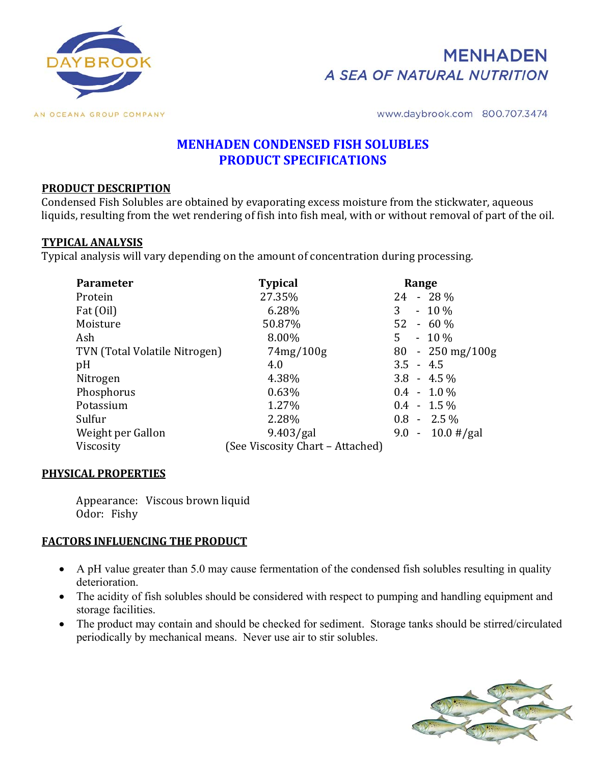DAYBROOK

AN OCEANA GROUP COMPANY

MENHADEN
*A SEA OF NATURAL NUTRITION*

www.daybrook.com 800.707.3474

# MENHADEN CONDENSED FISH SOLUBLES PRODUCT SPECIFICATIONS

## PRODUCT DESCRIPTION

Condensed Fish Solubles are obtained by evaporating excess moisture from the stickwater, aqueous liquids, resulting from the wet rendering of fish into fish meal, with or without removal of part of the oil.

## TYPICAL ANALYSIS

Typical analysis will vary depending on the amount of concentration during processing.

| Parameter | Typical | Range |
|---|---|---|
| Protein | 27.35% | 24 - 28 % |
| Fat (Oil) | 6.28% | 3 - 10 % |
| Moisture | 50.87% | 52 - 60 % |
| Ash | 8.00% | 5 - 10 % |
| TVN (Total Volatile Nitrogen) | 74mg/100g | 80 - 250 mg/100g |
| pH | 4.0 | 3.5 - 4.5 |
| Nitrogen | 4.38% | 3.8 - 4.5 % |
| Phosphorus | 0.63% | 0.4 - 1.0 % |
| Potassium | 1.27% | 0.4 - 1.5 % |
| Sulfur | 2.28% | 0.8 - 2.5 % |
| Weight per Gallon | 9.403/gal | 9.0 - 10.0 #/gal |
| Viscosity | (See Viscosity Chart – Attached) | |

## PHYSICAL PROPERTIES

Appearance: Viscous brown liquid
Odor: Fishy

## FACTORS INFLUENCING THE PRODUCT

- A pH value greater than 5.0 may cause fermentation of the condensed fish solubles resulting in quality deterioration.
- The acidity of fish solubles should be considered with respect to pumping and handling equipment and storage facilities.
- The product may contain and should be checked for sediment. Storage tanks should be stirred/circulated periodically by mechanical means. Never use air to stir solubles.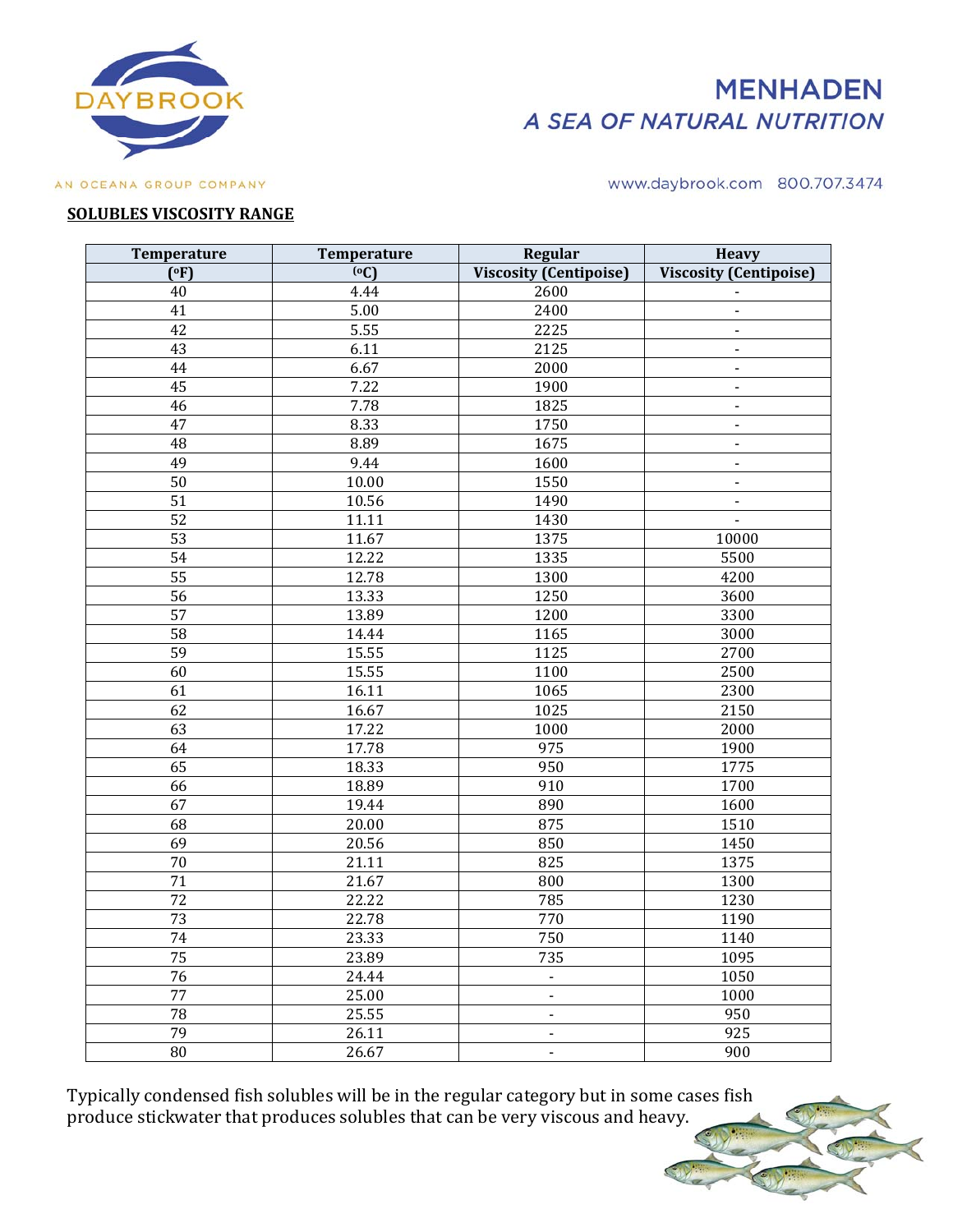MENHADEN

*A SEA OF NATURAL NUTRITION*

DAYBROOK

AN OCEANA GROUP COMPANY

www.daybrook.com 800.707.3474

**SOLUBLES VISCOSITY RANGE**

| Temperature (ºF) | Temperature (ºC) | Regular Viscosity (Centipoise) | Heavy Viscosity (Centipoise) |
|---|---|---|---|
| 40 | 4.44 | 2600 | - |
| 41 | 5.00 | 2400 | - |
| 42 | 5.55 | 2225 | - |
| 43 | 6.11 | 2125 | - |
| 44 | 6.67 | 2000 | - |
| 45 | 7.22 | 1900 | - |
| 46 | 7.78 | 1825 | - |
| 47 | 8.33 | 1750 | - |
| 48 | 8.89 | 1675 | - |
| 49 | 9.44 | 1600 | - |
| 50 | 10.00 | 1550 | - |
| 51 | 10.56 | 1490 | - |
| 52 | 11.11 | 1430 | - |
| 53 | 11.67 | 1375 | 10000 |
| 54 | 12.22 | 1335 | 5500 |
| 55 | 12.78 | 1300 | 4200 |
| 56 | 13.33 | 1250 | 3600 |
| 57 | 13.89 | 1200 | 3300 |
| 58 | 14.44 | 1165 | 3000 |
| 59 | 15.55 | 1125 | 2700 |
| 60 | 15.55 | 1100 | 2500 |
| 61 | 16.11 | 1065 | 2300 |
| 62 | 16.67 | 1025 | 2150 |
| 63 | 17.22 | 1000 | 2000 |
| 64 | 17.78 | 975 | 1900 |
| 65 | 18.33 | 950 | 1775 |
| 66 | 18.89 | 910 | 1700 |
| 67 | 19.44 | 890 | 1600 |
| 68 | 20.00 | 875 | 1510 |
| 69 | 20.56 | 850 | 1450 |
| 70 | 21.11 | 825 | 1375 |
| 71 | 21.67 | 800 | 1300 |
| 72 | 22.22 | 785 | 1230 |
| 73 | 22.78 | 770 | 1190 |
| 74 | 23.33 | 750 | 1140 |
| 75 | 23.89 | 735 | 1095 |
| 76 | 24.44 | - | 1050 |
| 77 | 25.00 | - | 1000 |
| 78 | 25.55 | - | 950 |
| 79 | 26.11 | - | 925 |
| 80 | 26.67 | - | 900 |

Typically condensed fish solubles will be in the regular category but in some cases fish produce stickwater that produces solubles that can be very viscous and heavy.